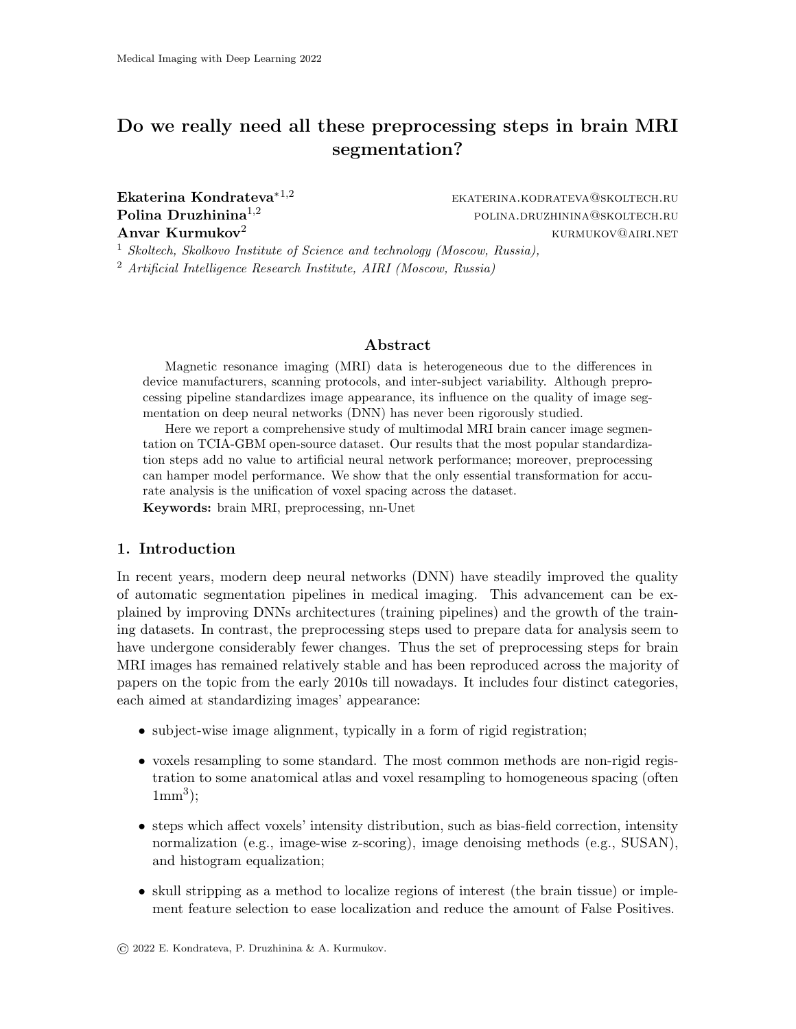# Do we really need all these preprocessing steps in brain MRI segmentation?

**Ekaterina Kondrateva**[*1,2] EKATERINA.KODRATEVA@SKOLTECH.RU
**Polina Druzhinina**[1,2] POLINA.DRUZHININA@SKOLTECH.RU
**Anvar Kurmukov**[2] KURMUKOV@AIRI.NET

[1] *Skoltech, Skolkovo Institute of Science and technology (Moscow, Russia),*
[2] *Artificial Intelligence Research Institute, AIRI (Moscow, Russia)*

## Abstract

Magnetic resonance imaging (MRI) data is heterogeneous due to the differences in device manufacturers, scanning protocols, and inter-subject variability. Although preprocessing pipeline standardizes image appearance, its influence on the quality of image segmentation on deep neural networks (DNN) has never been rigorously studied.

Here we report a comprehensive study of multimodal MRI brain cancer image segmentation on TCIA-GBM open-source dataset. Our results that the most popular standardization steps add no value to artificial neural network performance; moreover, preprocessing can hamper model performance. We show that the only essential transformation for accurate analysis is the unification of voxel spacing across the dataset.

**Keywords:** brain MRI, preprocessing, nn-Unet

## 1. Introduction

In recent years, modern deep neural networks (DNN) have steadily improved the quality of automatic segmentation pipelines in medical imaging. This advancement can be explained by improving DNNs architectures (training pipelines) and the growth of the training datasets. In contrast, the preprocessing steps used to prepare data for analysis seem to have undergone considerably fewer changes. Thus the set of preprocessing steps for brain MRI images has remained relatively stable and has been reproduced across the majority of papers on the topic from the early 2010s till nowadays. It includes four distinct categories, each aimed at standardizing images' appearance:

- subject-wise image alignment, typically in a form of rigid registration;
- voxels resampling to some standard. The most common methods are non-rigid registration to some anatomical atlas and voxel resampling to homogeneous spacing (often $1\text{mm}^3$);
- steps which affect voxels' intensity distribution, such as bias-field correction, intensity normalization (e.g., image-wise z-scoring), image denoising methods (e.g., SUSAN), and histogram equalization;
- skull stripping as a method to localize regions of interest (the brain tissue) or implement feature selection to ease localization and reduce the amount of False Positives.

© 2022 E. Kondrateva, P. Druzhinina & A. Kurmukov.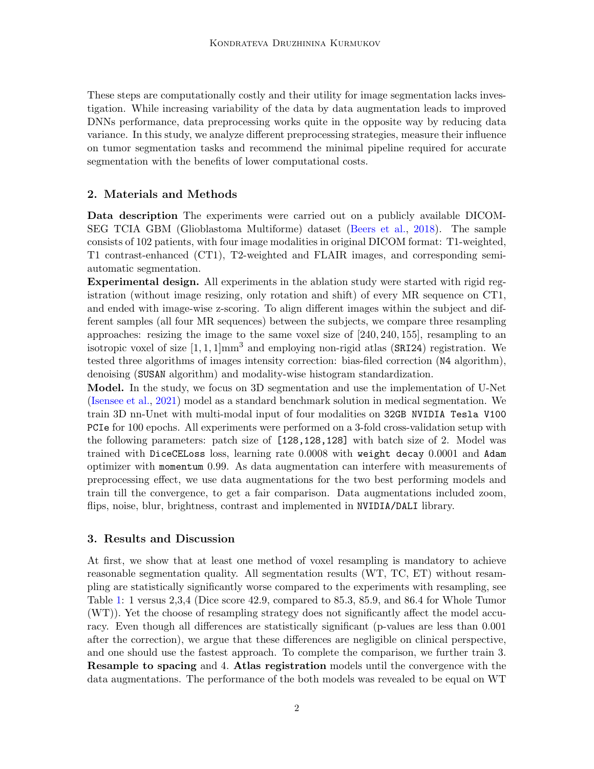These steps are computationally costly and their utility for image segmentation lacks investigation. While increasing variability of the data by data augmentation leads to improved DNNs performance, data preprocessing works quite in the opposite way by reducing data variance. In this study, we analyze different preprocessing strategies, measure their influence on tumor segmentation tasks and recommend the minimal pipeline required for accurate segmentation with the benefits of lower computational costs.

## 2. Materials and Methods

**Data description** The experiments were carried out on a publicly available DICOM-SEG TCIA GBM (Glioblastoma Multiforme) dataset (Beers et al., 2018). The sample consists of 102 patients, with four image modalities in original DICOM format: T1-weighted, T1 contrast-enhanced (CT1), T2-weighted and FLAIR images, and corresponding semi-automatic segmentation.

**Experimental design.** All experiments in the ablation study were started with rigid registration (without image resizing, only rotation and shift) of every MR sequence on CT1, and ended with image-wise z-scoring. To align different images within the subject and different samples (all four MR sequences) between the subjects, we compare three resampling approaches: resizing the image to the same voxel size of $[240, 240, 155]$, resampling to an isotropic voxel of size $[1, 1, 1]\text{mm}^3$ and employing non-rigid atlas (`SRI24`) registration. We tested three algorithms of images intensity correction: bias-filed correction (`N4` algorithm), denoising (`SUSAN` algorithm) and modality-wise histogram standardization.

**Model.** In the study, we focus on 3D segmentation and use the implementation of U-Net (Isensee et al., 2021) model as a standard benchmark solution in medical segmentation. We train 3D nn-Unet with multi-modal input of four modalities on `32GB NVIDIA Tesla V100 PCIe` for 100 epochs. All experiments were performed on a 3-fold cross-validation setup with the following parameters: patch size of `[128,128,128]` with batch size of 2. Model was trained with `DiceCELoss` loss, learning rate 0.0008 with `weight decay` 0.0001 and `Adam` optimizer with `momentum` 0.99. As data augmentation can interfere with measurements of preprocessing effect, we use data augmentations for the two best performing models and train till the convergence, to get a fair comparison. Data augmentations included zoom, flips, noise, blur, brightness, contrast and implemented in `NVIDIA/DALI` library.

## 3. Results and Discussion

At first, we show that at least one method of voxel resampling is mandatory to achieve reasonable segmentation quality. All segmentation results (WT, TC, ET) without resampling are statistically significantly worse compared to the experiments with resampling, see Table 1: 1 versus 2,3,4 (Dice score 42.9, compared to 85.3, 85.9, and 86.4 for Whole Tumor (WT)). Yet the choose of resampling strategy does not significantly affect the model accuracy. Even though all differences are statistically significant (p-values are less than 0.001 after the correction), we argue that these differences are negligible on clinical perspective, and one should use the fastest approach. To complete the comparison, we further train 3. **Resample to spacing** and 4. **Atlas registration** models until the convergence with the data augmentations. The performance of the both models was revealed to be equal on WT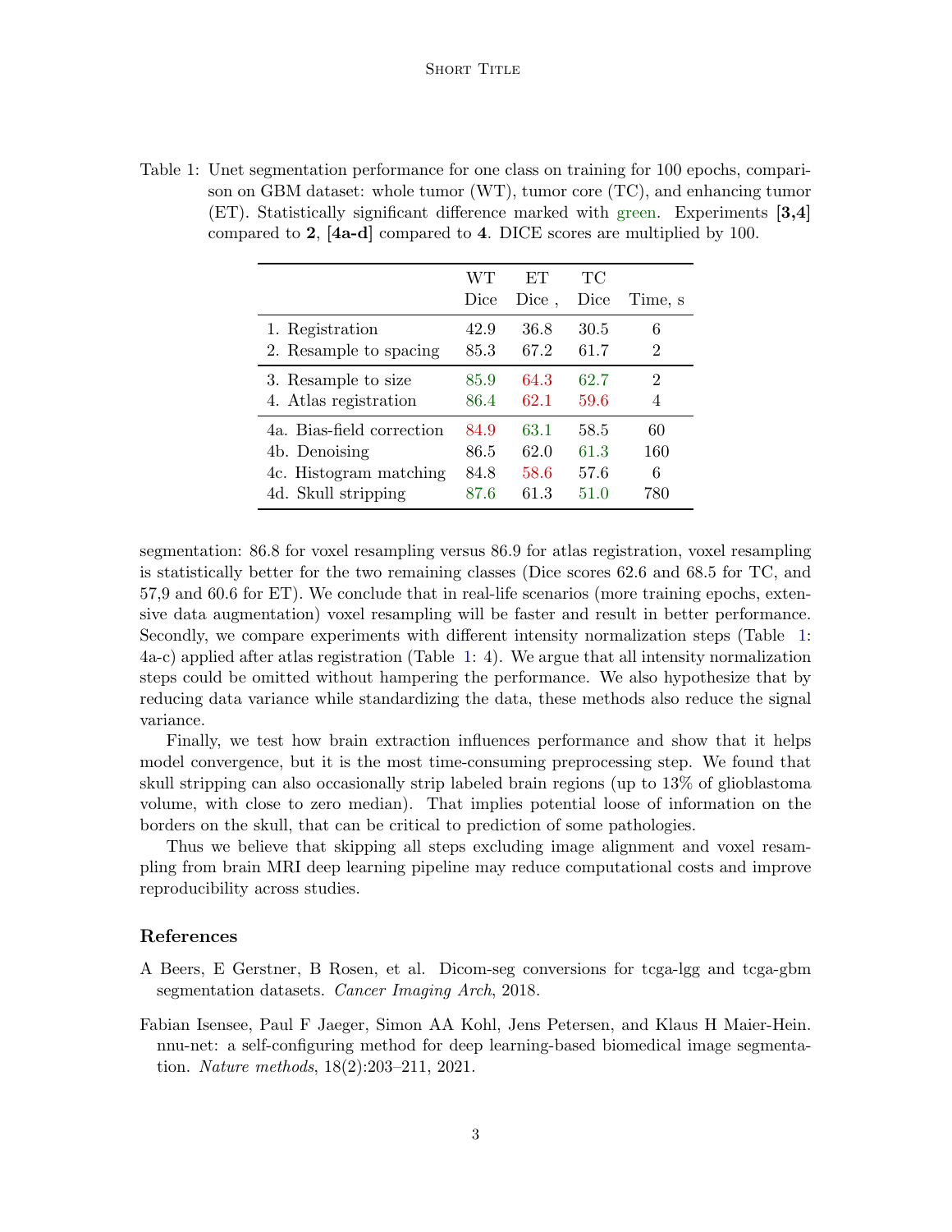Table 1: Unet segmentation performance for one class on training for 100 epochs, comparison on GBM dataset: whole tumor (WT), tumor core (TC), and enhancing tumor (ET). Statistically significant difference marked with green. Experiments **[3,4]** compared to **2**, **[4a-d]** compared to **4**. DICE scores are multiplied by 100.

| | WT Dice | ET Dice , | TC Dice | Time, s |
|---|---|---|---|---|
| 1. Registration | 42.9 | 36.8 | 30.5 | 6 |
| 2. Resample to spacing | 85.3 | 67.2 | 61.7 | 2 |
| 3. Resample to size | 85.9 | 64.3 | 62.7 | 2 |
| 4. Atlas registration | 86.4 | 62.1 | 59.6 | 4 |
| 4a. Bias-field correction | 84.9 | 63.1 | 58.5 | 60 |
| 4b. Denoising | 86.5 | 62.0 | 61.3 | 160 |
| 4c. Histogram matching | 84.8 | 58.6 | 57.6 | 6 |
| 4d. Skull stripping | 87.6 | 61.3 | 51.0 | 780 |

segmentation: 86.8 for voxel resampling versus 86.9 for atlas registration, voxel resampling is statistically better for the two remaining classes (Dice scores 62.6 and 68.5 for TC, and 57,9 and 60.6 for ET). We conclude that in real-life scenarios (more training epochs, extensive data augmentation) voxel resampling will be faster and result in better performance. Secondly, we compare experiments with different intensity normalization steps (Table 1: 4a-c) applied after atlas registration (Table 1: 4). We argue that all intensity normalization steps could be omitted without hampering the performance. We also hypothesize that by reducing data variance while standardizing the data, these methods also reduce the signal variance.

Finally, we test how brain extraction influences performance and show that it helps model convergence, but it is the most time-consuming preprocessing step. We found that skull stripping can also occasionally strip labeled brain regions (up to 13% of glioblastoma volume, with close to zero median). That implies potential loose of information on the borders on the skull, that can be critical to prediction of some pathologies.

Thus we believe that skipping all steps excluding image alignment and voxel resampling from brain MRI deep learning pipeline may reduce computational costs and improve reproducibility across studies.

## References

A Beers, E Gerstner, B Rosen, et al. Dicom-seg conversions for tcga-lgg and tcga-gbm segmentation datasets. *Cancer Imaging Arch*, 2018.

Fabian Isensee, Paul F Jaeger, Simon AA Kohl, Jens Petersen, and Klaus H Maier-Hein. nnu-net: a self-configuring method for deep learning-based biomedical image segmentation. *Nature methods*, 18(2):203–211, 2021.